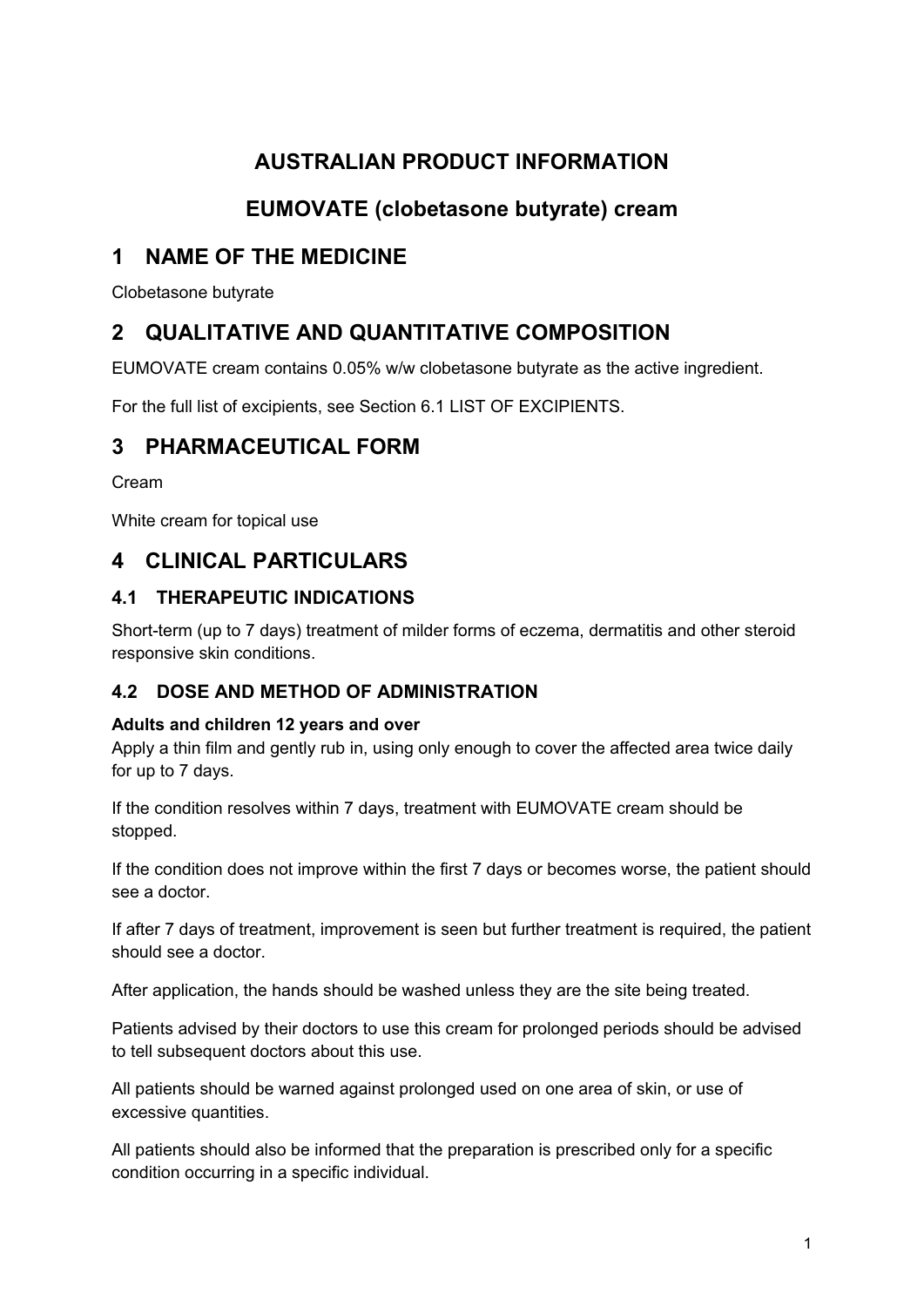# AUSTRALIAN PRODUCT INFORMATION

# EUMOVATE (clobetasone butyrate) cream

## 1 NAME OF THE MEDICINE

Clobetasone butyrate

## 2 QUALITATIVE AND QUANTITATIVE COMPOSITION

EUMOVATE cream contains 0.05% w/w clobetasone butyrate as the active ingredient.

For the full list of excipients, see Section 6.1 LIST OF EXCIPIENTS.

## 3 PHARMACEUTICAL FORM

Cream

White cream for topical use

## 4 CLINICAL PARTICULARS

### 4.1 THERAPEUTIC INDICATIONS

Short-term (up to 7 days) treatment of milder forms of eczema, dermatitis and other steroid responsive skin conditions.

### 4.2 DOSE AND METHOD OF ADMINISTRATION

**Adults and children 12 years and over**

Apply a thin film and gently rub in, using only enough to cover the affected area twice daily for up to 7 days.

If the condition resolves within 7 days, treatment with EUMOVATE cream should be stopped.

If the condition does not improve within the first 7 days or becomes worse, the patient should see a doctor.

If after 7 days of treatment, improvement is seen but further treatment is required, the patient should see a doctor.

After application, the hands should be washed unless they are the site being treated.

Patients advised by their doctors to use this cream for prolonged periods should be advised to tell subsequent doctors about this use.

All patients should be warned against prolonged used on one area of skin, or use of excessive quantities.

All patients should also be informed that the preparation is prescribed only for a specific condition occurring in a specific individual.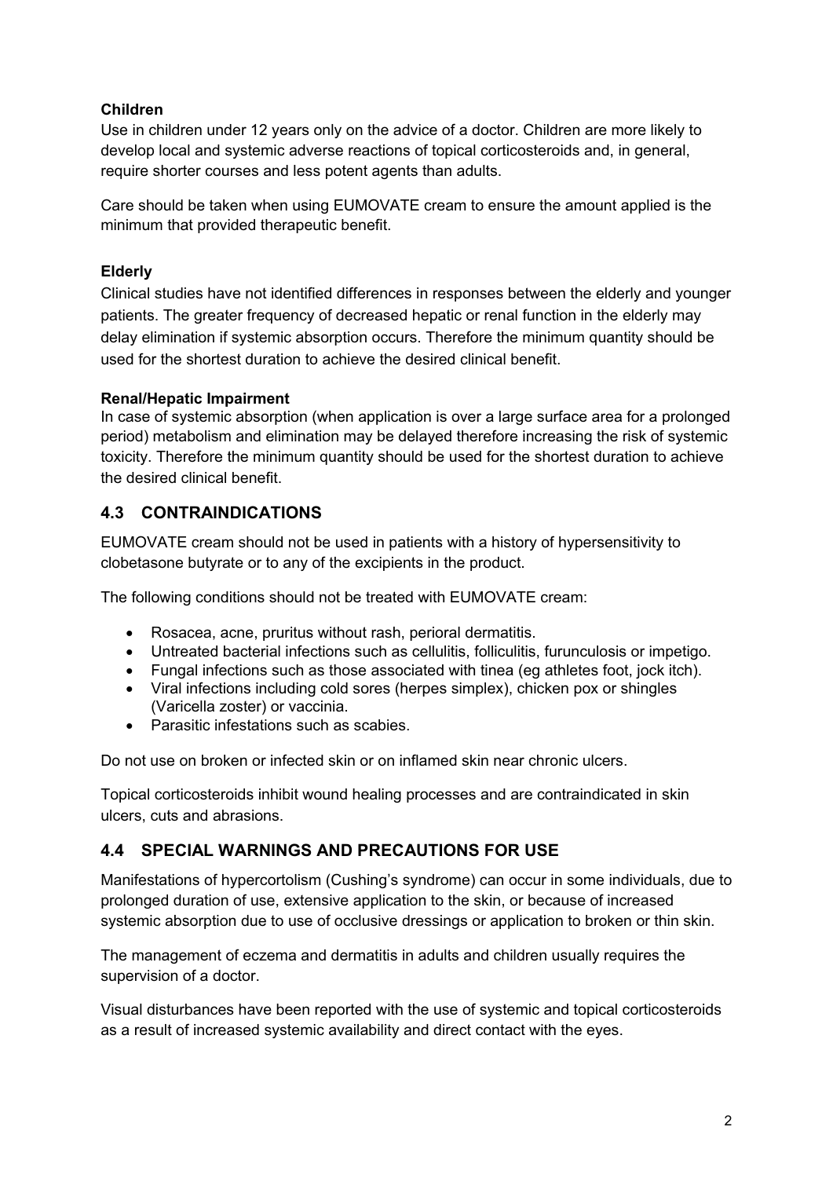**Children**

Use in children under 12 years only on the advice of a doctor. Children are more likely to develop local and systemic adverse reactions of topical corticosteroids and, in general, require shorter courses and less potent agents than adults.

Care should be taken when using EUMOVATE cream to ensure the amount applied is the minimum that provided therapeutic benefit.

**Elderly**

Clinical studies have not identified differences in responses between the elderly and younger patients. The greater frequency of decreased hepatic or renal function in the elderly may delay elimination if systemic absorption occurs. Therefore the minimum quantity should be used for the shortest duration to achieve the desired clinical benefit.

**Renal/Hepatic Impairment**

In case of systemic absorption (when application is over a large surface area for a prolonged period) metabolism and elimination may be delayed therefore increasing the risk of systemic toxicity. Therefore the minimum quantity should be used for the shortest duration to achieve the desired clinical benefit.

## 4.3 CONTRAINDICATIONS

EUMOVATE cream should not be used in patients with a history of hypersensitivity to clobetasone butyrate or to any of the excipients in the product.

The following conditions should not be treated with EUMOVATE cream:

- Rosacea, acne, pruritus without rash, perioral dermatitis.
- Untreated bacterial infections such as cellulitis, folliculitis, furunculosis or impetigo.
- Fungal infections such as those associated with tinea (eg athletes foot, jock itch).
- Viral infections including cold sores (herpes simplex), chicken pox or shingles (Varicella zoster) or vaccinia.
- Parasitic infestations such as scabies.

Do not use on broken or infected skin or on inflamed skin near chronic ulcers.

Topical corticosteroids inhibit wound healing processes and are contraindicated in skin ulcers, cuts and abrasions.

## 4.4 SPECIAL WARNINGS AND PRECAUTIONS FOR USE

Manifestations of hypercortolism (Cushing's syndrome) can occur in some individuals, due to prolonged duration of use, extensive application to the skin, or because of increased systemic absorption due to use of occlusive dressings or application to broken or thin skin.

The management of eczema and dermatitis in adults and children usually requires the supervision of a doctor.

Visual disturbances have been reported with the use of systemic and topical corticosteroids as a result of increased systemic availability and direct contact with the eyes.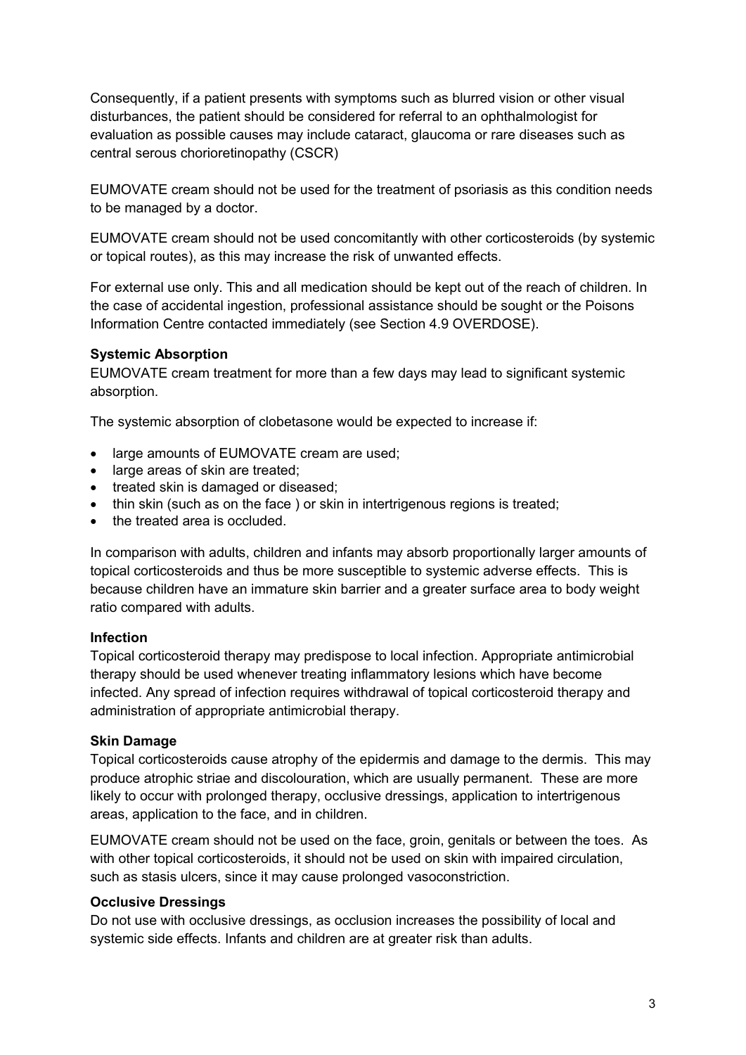Consequently, if a patient presents with symptoms such as blurred vision or other visual disturbances, the patient should be considered for referral to an ophthalmologist for evaluation as possible causes may include cataract, glaucoma or rare diseases such as central serous chorioretinopathy (CSCR)

EUMOVATE cream should not be used for the treatment of psoriasis as this condition needs to be managed by a doctor.

EUMOVATE cream should not be used concomitantly with other corticosteroids (by systemic or topical routes), as this may increase the risk of unwanted effects.

For external use only. This and all medication should be kept out of the reach of children. In the case of accidental ingestion, professional assistance should be sought or the Poisons Information Centre contacted immediately (see Section 4.9 OVERDOSE).

**Systemic Absorption**

EUMOVATE cream treatment for more than a few days may lead to significant systemic absorption.

The systemic absorption of clobetasone would be expected to increase if:

- large amounts of EUMOVATE cream are used;
- large areas of skin are treated;
- treated skin is damaged or diseased;
- thin skin (such as on the face ) or skin in intertrigenous regions is treated;
- the treated area is occluded.

In comparison with adults, children and infants may absorb proportionally larger amounts of topical corticosteroids and thus be more susceptible to systemic adverse effects. This is because children have an immature skin barrier and a greater surface area to body weight ratio compared with adults.

**Infection**

Topical corticosteroid therapy may predispose to local infection. Appropriate antimicrobial therapy should be used whenever treating inflammatory lesions which have become infected. Any spread of infection requires withdrawal of topical corticosteroid therapy and administration of appropriate antimicrobial therapy.

**Skin Damage**

Topical corticosteroids cause atrophy of the epidermis and damage to the dermis. This may produce atrophic striae and discolouration, which are usually permanent. These are more likely to occur with prolonged therapy, occlusive dressings, application to intertrigenous areas, application to the face, and in children.

EUMOVATE cream should not be used on the face, groin, genitals or between the toes. As with other topical corticosteroids, it should not be used on skin with impaired circulation, such as stasis ulcers, since it may cause prolonged vasoconstriction.

**Occlusive Dressings**

Do not use with occlusive dressings, as occlusion increases the possibility of local and systemic side effects. Infants and children are at greater risk than adults.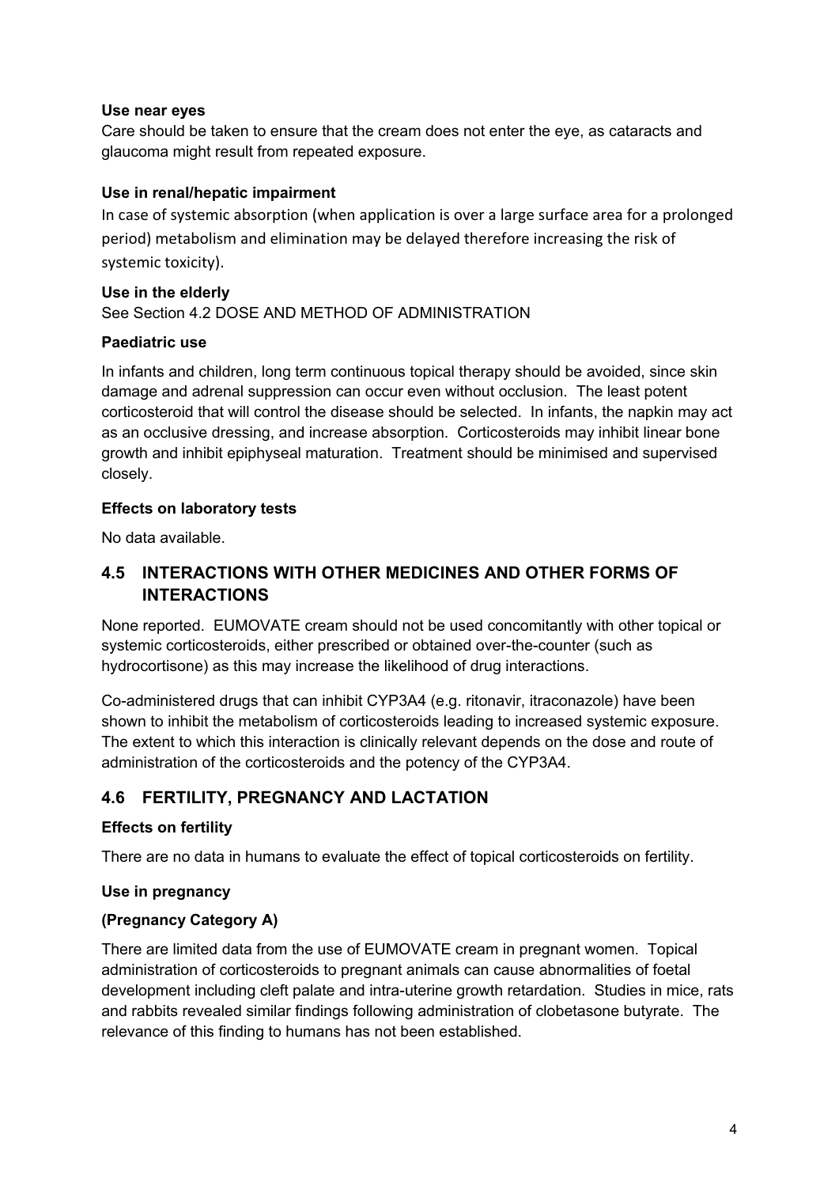**Use near eyes**

Care should be taken to ensure that the cream does not enter the eye, as cataracts and glaucoma might result from repeated exposure.

**Use in renal/hepatic impairment**

In case of systemic absorption (when application is over a large surface area for a prolonged period) metabolism and elimination may be delayed therefore increasing the risk of systemic toxicity).

**Use in the elderly**

See Section 4.2 DOSE AND METHOD OF ADMINISTRATION

**Paediatric use**

In infants and children, long term continuous topical therapy should be avoided, since skin damage and adrenal suppression can occur even without occlusion. The least potent corticosteroid that will control the disease should be selected. In infants, the napkin may act as an occlusive dressing, and increase absorption. Corticosteroids may inhibit linear bone growth and inhibit epiphyseal maturation. Treatment should be minimised and supervised closely.

**Effects on laboratory tests**

No data available.

## 4.5 INTERACTIONS WITH OTHER MEDICINES AND OTHER FORMS OF INTERACTIONS

None reported. EUMOVATE cream should not be used concomitantly with other topical or systemic corticosteroids, either prescribed or obtained over-the-counter (such as hydrocortisone) as this may increase the likelihood of drug interactions.

Co-administered drugs that can inhibit CYP3A4 (e.g. ritonavir, itraconazole) have been shown to inhibit the metabolism of corticosteroids leading to increased systemic exposure. The extent to which this interaction is clinically relevant depends on the dose and route of administration of the corticosteroids and the potency of the CYP3A4.

## 4.6 FERTILITY, PREGNANCY AND LACTATION

**Effects on fertility**

There are no data in humans to evaluate the effect of topical corticosteroids on fertility.

**Use in pregnancy**

**(Pregnancy Category A)**

There are limited data from the use of EUMOVATE cream in pregnant women. Topical administration of corticosteroids to pregnant animals can cause abnormalities of foetal development including cleft palate and intra-uterine growth retardation. Studies in mice, rats and rabbits revealed similar findings following administration of clobetasone butyrate. The relevance of this finding to humans has not been established.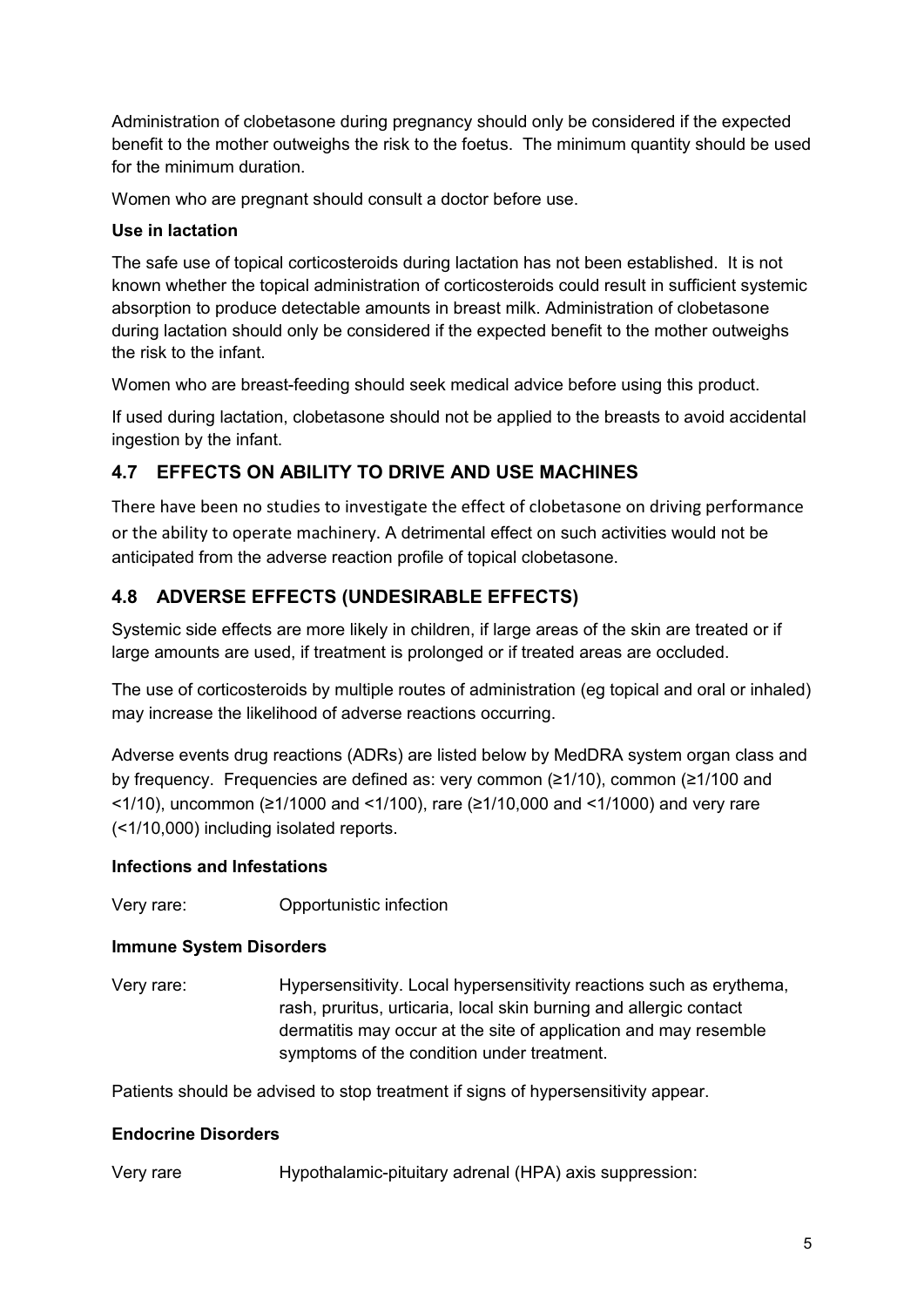Administration of clobetasone during pregnancy should only be considered if the expected benefit to the mother outweighs the risk to the foetus. The minimum quantity should be used for the minimum duration.

Women who are pregnant should consult a doctor before use.

**Use in lactation**

The safe use of topical corticosteroids during lactation has not been established. It is not known whether the topical administration of corticosteroids could result in sufficient systemic absorption to produce detectable amounts in breast milk. Administration of clobetasone during lactation should only be considered if the expected benefit to the mother outweighs the risk to the infant.

Women who are breast-feeding should seek medical advice before using this product.

If used during lactation, clobetasone should not be applied to the breasts to avoid accidental ingestion by the infant.

## 4.7 EFFECTS ON ABILITY TO DRIVE AND USE MACHINES

There have been no studies to investigate the effect of clobetasone on driving performance or the ability to operate machinery. A detrimental effect on such activities would not be anticipated from the adverse reaction profile of topical clobetasone.

## 4.8 ADVERSE EFFECTS (UNDESIRABLE EFFECTS)

Systemic side effects are more likely in children, if large areas of the skin are treated or if large amounts are used, if treatment is prolonged or if treated areas are occluded.

The use of corticosteroids by multiple routes of administration (eg topical and oral or inhaled) may increase the likelihood of adverse reactions occurring.

Adverse events drug reactions (ADRs) are listed below by MedDRA system organ class and by frequency. Frequencies are defined as: very common (≥1/10), common (≥1/100 and <1/10), uncommon (≥1/1000 and <1/100), rare (≥1/10,000 and <1/1000) and very rare (<1/10,000) including isolated reports.

**Infections and Infestations**

Very rare: Opportunistic infection

**Immune System Disorders**

Very rare: Hypersensitivity. Local hypersensitivity reactions such as erythema, rash, pruritus, urticaria, local skin burning and allergic contact dermatitis may occur at the site of application and may resemble symptoms of the condition under treatment.

Patients should be advised to stop treatment if signs of hypersensitivity appear.

**Endocrine Disorders**

Very rare Hypothalamic-pituitary adrenal (HPA) axis suppression: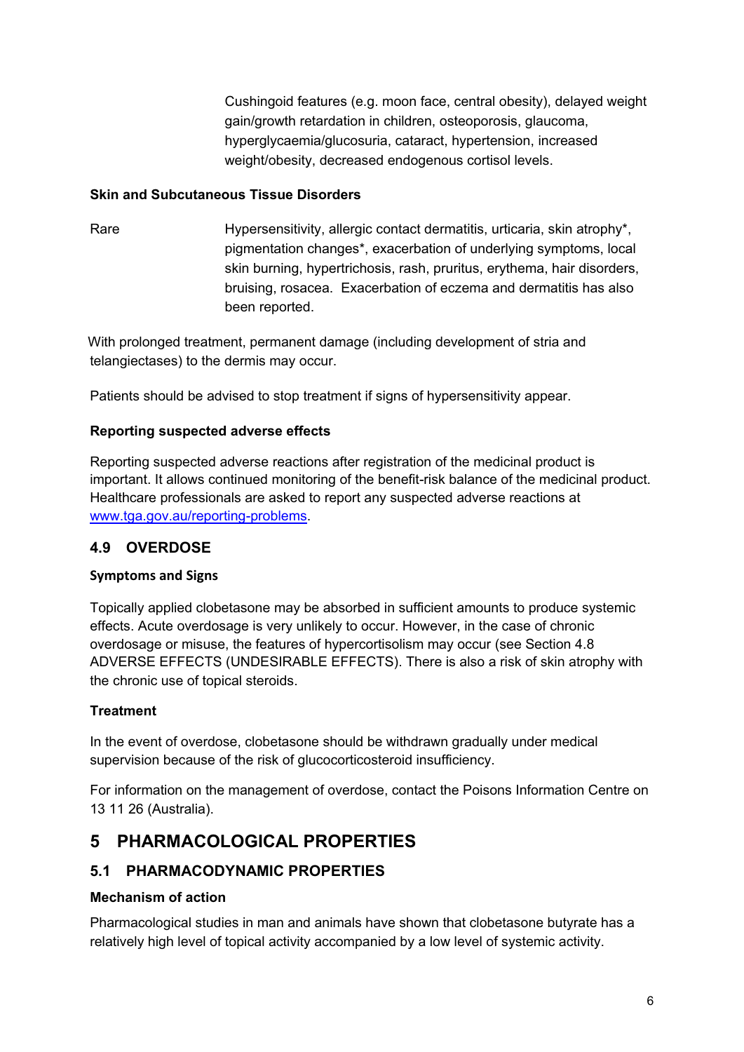Cushingoid features (e.g. moon face, central obesity), delayed weight gain/growth retardation in children, osteoporosis, glaucoma, hyperglycaemia/glucosuria, cataract, hypertension, increased weight/obesity, decreased endogenous cortisol levels.

**Skin and Subcutaneous Tissue Disorders**

| | |
|---|---|
| Rare | Hypersensitivity, allergic contact dermatitis, urticaria, skin atrophy*, pigmentation changes*, exacerbation of underlying symptoms, local skin burning, hypertrichosis, rash, pruritus, erythema, hair disorders, bruising, rosacea. Exacerbation of eczema and dermatitis has also been reported. |

With prolonged treatment, permanent damage (including development of stria and telangiectases) to the dermis may occur.

Patients should be advised to stop treatment if signs of hypersensitivity appear.

**Reporting suspected adverse effects**

Reporting suspected adverse reactions after registration of the medicinal product is important. It allows continued monitoring of the benefit-risk balance of the medicinal product. Healthcare professionals are asked to report any suspected adverse reactions at www.tga.gov.au/reporting-problems.

## 4.9 OVERDOSE

**Symptoms and Signs**

Topically applied clobetasone may be absorbed in sufficient amounts to produce systemic effects. Acute overdosage is very unlikely to occur. However, in the case of chronic overdosage or misuse, the features of hypercortisolism may occur (see Section 4.8 ADVERSE EFFECTS (UNDESIRABLE EFFECTS). There is also a risk of skin atrophy with the chronic use of topical steroids.

**Treatment**

In the event of overdose, clobetasone should be withdrawn gradually under medical supervision because of the risk of glucocorticosteroid insufficiency.

For information on the management of overdose, contact the Poisons Information Centre on 13 11 26 (Australia).

# 5 PHARMACOLOGICAL PROPERTIES

## 5.1 PHARMACODYNAMIC PROPERTIES

**Mechanism of action**

Pharmacological studies in man and animals have shown that clobetasone butyrate has a relatively high level of topical activity accompanied by a low level of systemic activity.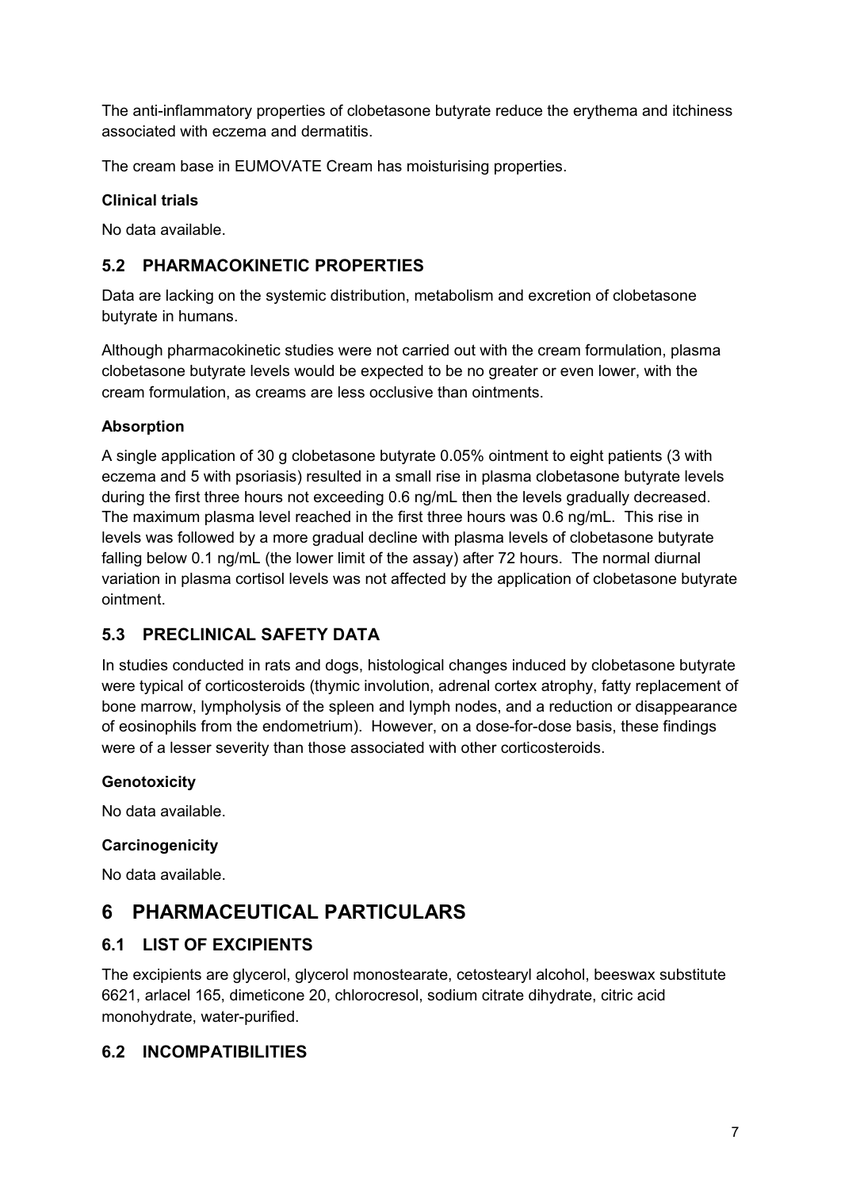The anti-inflammatory properties of clobetasone butyrate reduce the erythema and itchiness associated with eczema and dermatitis.

The cream base in EUMOVATE Cream has moisturising properties.

**Clinical trials**

No data available.

## 5.2 PHARMACOKINETIC PROPERTIES

Data are lacking on the systemic distribution, metabolism and excretion of clobetasone butyrate in humans.

Although pharmacokinetic studies were not carried out with the cream formulation, plasma clobetasone butyrate levels would be expected to be no greater or even lower, with the cream formulation, as creams are less occlusive than ointments.

**Absorption**

A single application of 30 g clobetasone butyrate 0.05% ointment to eight patients (3 with eczema and 5 with psoriasis) resulted in a small rise in plasma clobetasone butyrate levels during the first three hours not exceeding 0.6 ng/mL then the levels gradually decreased. The maximum plasma level reached in the first three hours was 0.6 ng/mL. This rise in levels was followed by a more gradual decline with plasma levels of clobetasone butyrate falling below 0.1 ng/mL (the lower limit of the assay) after 72 hours. The normal diurnal variation in plasma cortisol levels was not affected by the application of clobetasone butyrate ointment.

## 5.3 PRECLINICAL SAFETY DATA

In studies conducted in rats and dogs, histological changes induced by clobetasone butyrate were typical of corticosteroids (thymic involution, adrenal cortex atrophy, fatty replacement of bone marrow, lympholysis of the spleen and lymph nodes, and a reduction or disappearance of eosinophils from the endometrium). However, on a dose-for-dose basis, these findings were of a lesser severity than those associated with other corticosteroids.

**Genotoxicity**

No data available.

**Carcinogenicity**

No data available.

# 6 PHARMACEUTICAL PARTICULARS

## 6.1 LIST OF EXCIPIENTS

The excipients are glycerol, glycerol monostearate, cetostearyl alcohol, beeswax substitute 6621, arlacel 165, dimeticone 20, chlorocresol, sodium citrate dihydrate, citric acid monohydrate, water-purified.

## 6.2 INCOMPATIBILITIES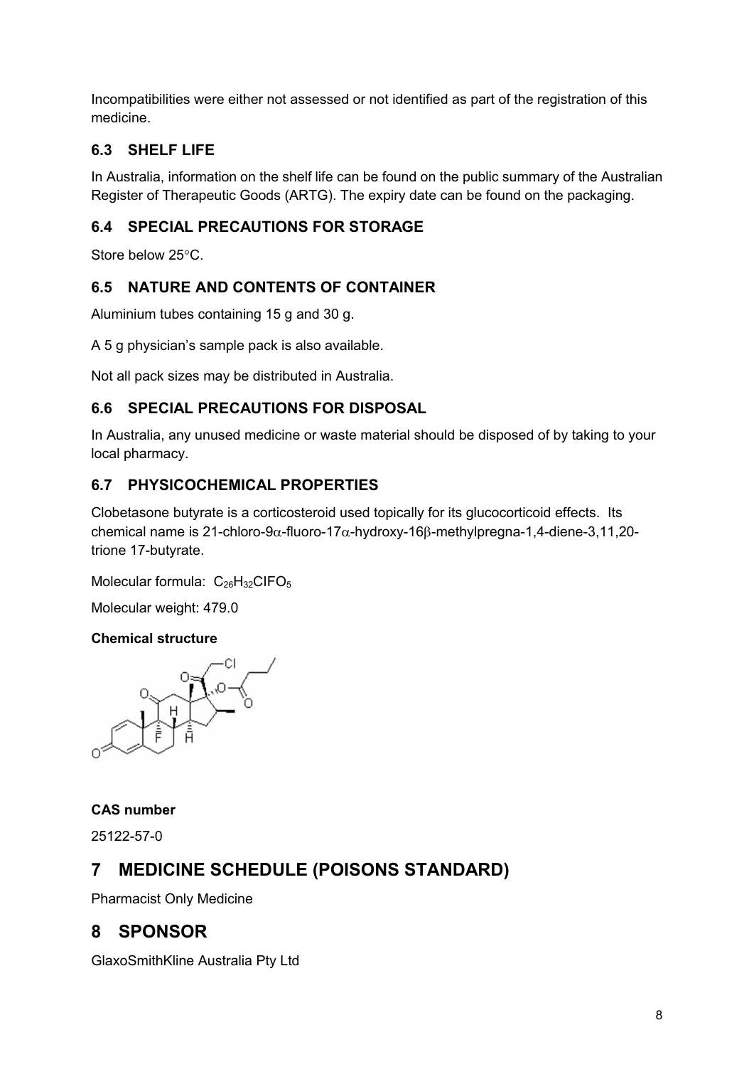Incompatibilities were either not assessed or not identified as part of the registration of this medicine.

### 6.3 SHELF LIFE

In Australia, information on the shelf life can be found on the public summary of the Australian Register of Therapeutic Goods (ARTG). The expiry date can be found on the packaging.

### 6.4 SPECIAL PRECAUTIONS FOR STORAGE

Store below 25°C.

### 6.5 NATURE AND CONTENTS OF CONTAINER

Aluminium tubes containing 15 g and 30 g.

A 5 g physician's sample pack is also available.

Not all pack sizes may be distributed in Australia.

### 6.6 SPECIAL PRECAUTIONS FOR DISPOSAL

In Australia, any unused medicine or waste material should be disposed of by taking to your local pharmacy.

### 6.7 PHYSICOCHEMICAL PROPERTIES

Clobetasone butyrate is a corticosteroid used topically for its glucocorticoid effects. Its chemical name is 21-chloro-9α-fluoro-17α-hydroxy-16β-methylpregna-1,4-diene-3,11,20-trione 17-butyrate.

Molecular formula: $C_{26}H_{32}ClFO_5$

Molecular weight: 479.0

**Chemical structure**

**CAS number**

25122-57-0

## 7 MEDICINE SCHEDULE (POISONS STANDARD)

Pharmacist Only Medicine

## 8 SPONSOR

GlaxoSmithKline Australia Pty Ltd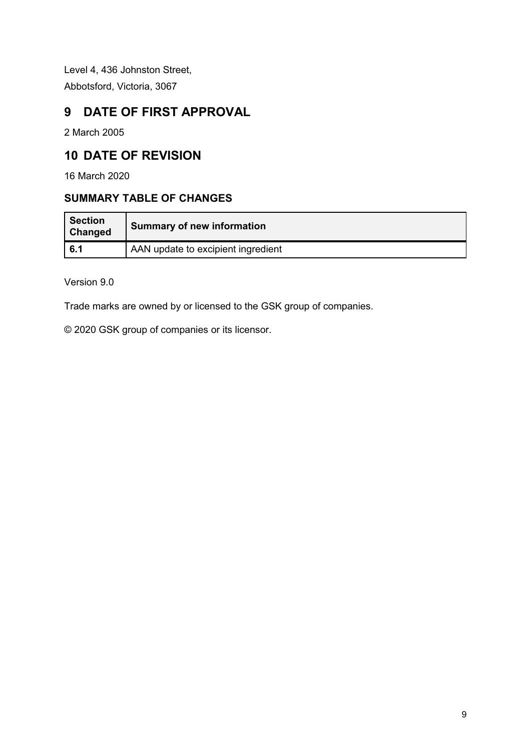Level 4, 436 Johnston Street,

Abbotsford, Victoria, 3067

# 9 DATE OF FIRST APPROVAL

2 March 2005

# 10 DATE OF REVISION

16 March 2020

### SUMMARY TABLE OF CHANGES

| Section Changed | Summary of new information |
|---|---|
| **6.1** | AAN update to excipient ingredient |

Version 9.0

Trade marks are owned by or licensed to the GSK group of companies.

© 2020 GSK group of companies or its licensor.